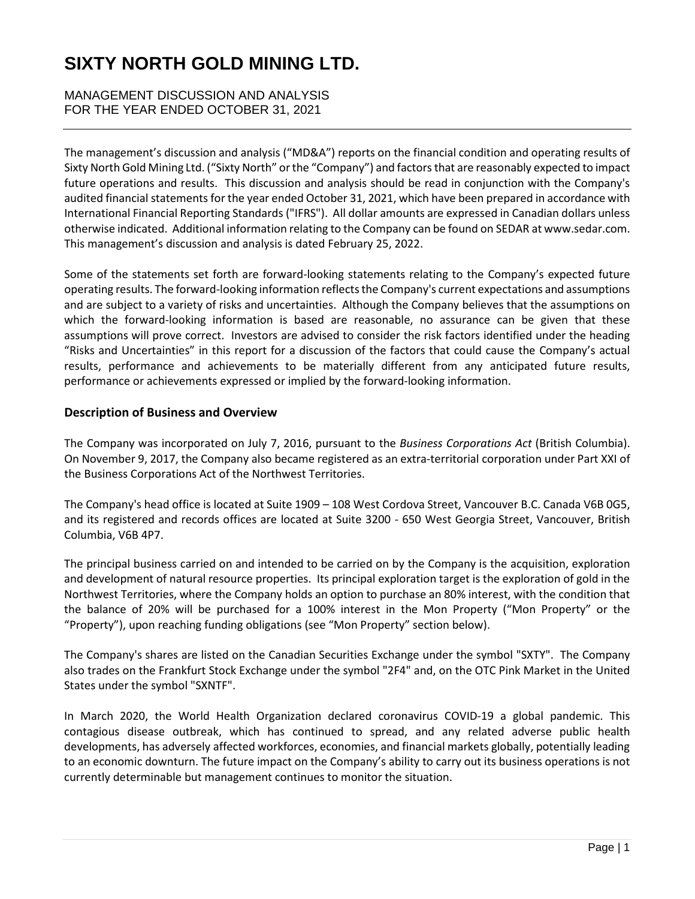# SIXTY NORTH GOLD MINING LTD.

MANAGEMENT DISCUSSION AND ANALYSIS
FOR THE YEAR ENDED OCTOBER 31, 2021

The management's discussion and analysis ("MD&A") reports on the financial condition and operating results of Sixty North Gold Mining Ltd. ("Sixty North" or the "Company") and factors that are reasonably expected to impact future operations and results. This discussion and analysis should be read in conjunction with the Company's audited financial statements for the year ended October 31, 2021, which have been prepared in accordance with International Financial Reporting Standards ("IFRS"). All dollar amounts are expressed in Canadian dollars unless otherwise indicated. Additional information relating to the Company can be found on SEDAR at www.sedar.com. This management's discussion and analysis is dated February 25, 2022.

Some of the statements set forth are forward-looking statements relating to the Company's expected future operating results. The forward-looking information reflects the Company's current expectations and assumptions and are subject to a variety of risks and uncertainties. Although the Company believes that the assumptions on which the forward-looking information is based are reasonable, no assurance can be given that these assumptions will prove correct. Investors are advised to consider the risk factors identified under the heading "Risks and Uncertainties" in this report for a discussion of the factors that could cause the Company's actual results, performance and achievements to be materially different from any anticipated future results, performance or achievements expressed or implied by the forward-looking information.

## Description of Business and Overview

The Company was incorporated on July 7, 2016, pursuant to the *Business Corporations Act* (British Columbia). On November 9, 2017, the Company also became registered as an extra-territorial corporation under Part XXI of the Business Corporations Act of the Northwest Territories.

The Company's head office is located at Suite 1909 – 108 West Cordova Street, Vancouver B.C. Canada V6B 0G5, and its registered and records offices are located at Suite 3200 - 650 West Georgia Street, Vancouver, British Columbia, V6B 4P7.

The principal business carried on and intended to be carried on by the Company is the acquisition, exploration and development of natural resource properties. Its principal exploration target is the exploration of gold in the Northwest Territories, where the Company holds an option to purchase an 80% interest, with the condition that the balance of 20% will be purchased for a 100% interest in the Mon Property ("Mon Property" or the "Property"), upon reaching funding obligations (see "Mon Property" section below).

The Company's shares are listed on the Canadian Securities Exchange under the symbol "SXTY". The Company also trades on the Frankfurt Stock Exchange under the symbol "2F4" and, on the OTC Pink Market in the United States under the symbol "SXNTF".

In March 2020, the World Health Organization declared coronavirus COVID-19 a global pandemic. This contagious disease outbreak, which has continued to spread, and any related adverse public health developments, has adversely affected workforces, economies, and financial markets globally, potentially leading to an economic downturn. The future impact on the Company's ability to carry out its business operations is not currently determinable but management continues to monitor the situation.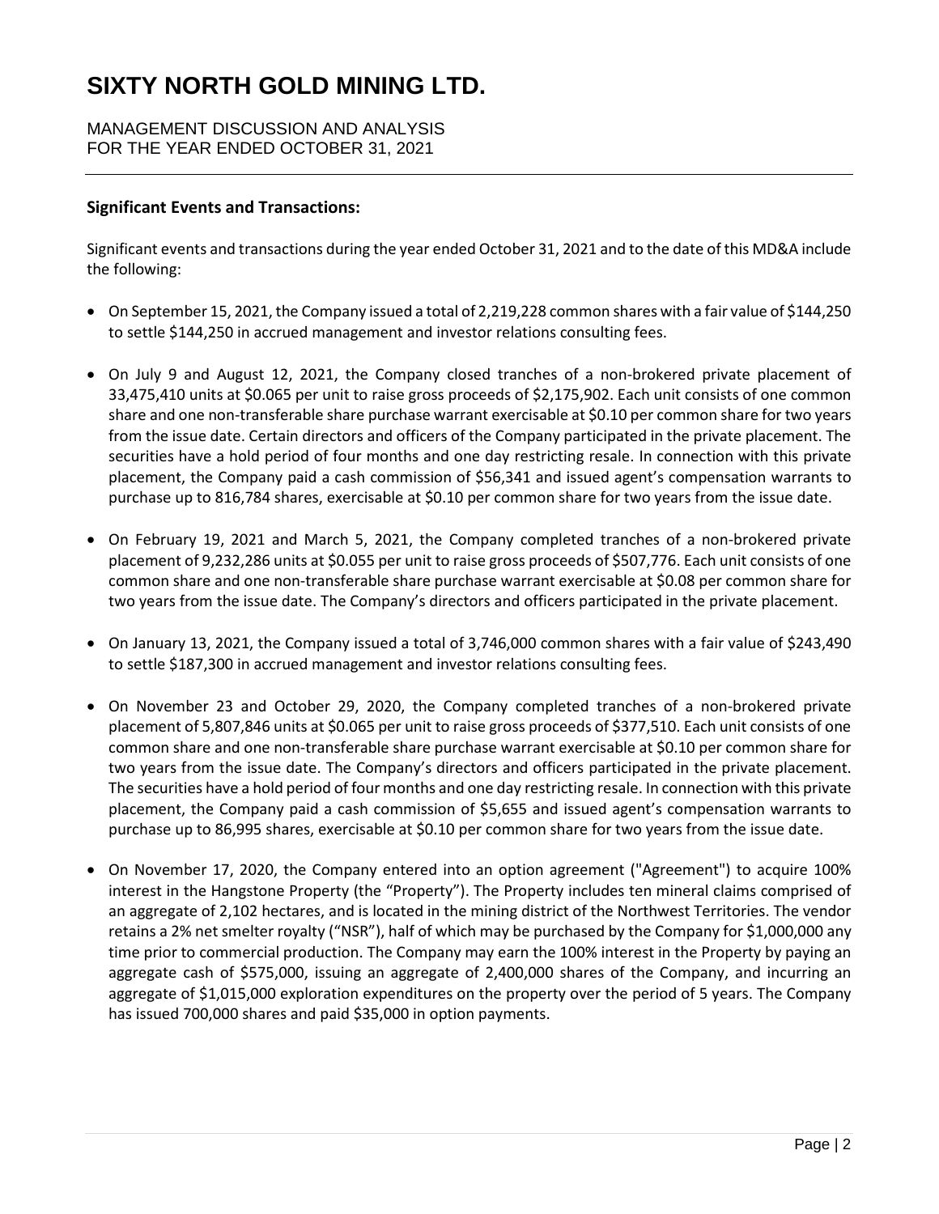### Significant Events and Transactions:

Significant events and transactions during the year ended October 31, 2021 and to the date of this MD&A include the following:

- On September 15, 2021, the Company issued a total of 2,219,228 common shares with a fair value of $144,250 to settle $144,250 in accrued management and investor relations consulting fees.
- On July 9 and August 12, 2021, the Company closed tranches of a non-brokered private placement of 33,475,410 units at $0.065 per unit to raise gross proceeds of $2,175,902. Each unit consists of one common share and one non-transferable share purchase warrant exercisable at $0.10 per common share for two years from the issue date. Certain directors and officers of the Company participated in the private placement. The securities have a hold period of four months and one day restricting resale. In connection with this private placement, the Company paid a cash commission of $56,341 and issued agent's compensation warrants to purchase up to 816,784 shares, exercisable at $0.10 per common share for two years from the issue date.
- On February 19, 2021 and March 5, 2021, the Company completed tranches of a non-brokered private placement of 9,232,286 units at $0.055 per unit to raise gross proceeds of $507,776. Each unit consists of one common share and one non-transferable share purchase warrant exercisable at $0.08 per common share for two years from the issue date. The Company's directors and officers participated in the private placement.
- On January 13, 2021, the Company issued a total of 3,746,000 common shares with a fair value of $243,490 to settle $187,300 in accrued management and investor relations consulting fees.
- On November 23 and October 29, 2020, the Company completed tranches of a non-brokered private placement of 5,807,846 units at $0.065 per unit to raise gross proceeds of $377,510. Each unit consists of one common share and one non-transferable share purchase warrant exercisable at $0.10 per common share for two years from the issue date. The Company's directors and officers participated in the private placement. The securities have a hold period of four months and one day restricting resale. In connection with this private placement, the Company paid a cash commission of $5,655 and issued agent's compensation warrants to purchase up to 86,995 shares, exercisable at $0.10 per common share for two years from the issue date.
- On November 17, 2020, the Company entered into an option agreement ("Agreement") to acquire 100% interest in the Hangstone Property (the "Property"). The Property includes ten mineral claims comprised of an aggregate of 2,102 hectares, and is located in the mining district of the Northwest Territories. The vendor retains a 2% net smelter royalty ("NSR"), half of which may be purchased by the Company for $1,000,000 any time prior to commercial production. The Company may earn the 100% interest in the Property by paying an aggregate cash of $575,000, issuing an aggregate of 2,400,000 shares of the Company, and incurring an aggregate of $1,015,000 exploration expenditures on the property over the period of 5 years. The Company has issued 700,000 shares and paid $35,000 in option payments.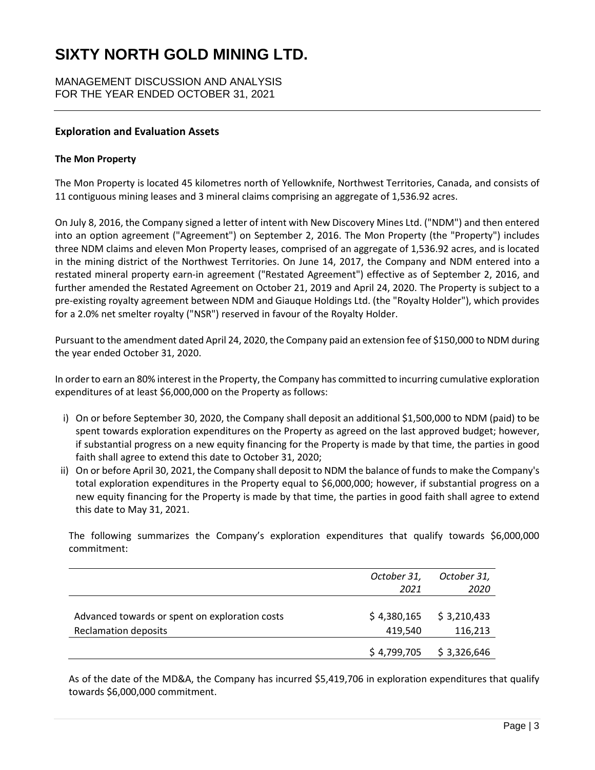## Exploration and Evaluation Assets

### The Mon Property

The Mon Property is located 45 kilometres north of Yellowknife, Northwest Territories, Canada, and consists of 11 contiguous mining leases and 3 mineral claims comprising an aggregate of 1,536.92 acres.

On July 8, 2016, the Company signed a letter of intent with New Discovery Mines Ltd. ("NDM") and then entered into an option agreement ("Agreement") on September 2, 2016. The Mon Property (the "Property") includes three NDM claims and eleven Mon Property leases, comprised of an aggregate of 1,536.92 acres, and is located in the mining district of the Northwest Territories. On June 14, 2017, the Company and NDM entered into a restated mineral property earn-in agreement ("Restated Agreement") effective as of September 2, 2016, and further amended the Restated Agreement on October 21, 2019 and April 24, 2020. The Property is subject to a pre-existing royalty agreement between NDM and Giauque Holdings Ltd. (the "Royalty Holder"), which provides for a 2.0% net smelter royalty ("NSR") reserved in favour of the Royalty Holder.

Pursuant to the amendment dated April 24, 2020, the Company paid an extension fee of $150,000 to NDM during the year ended October 31, 2020.

In order to earn an 80% interest in the Property, the Company has committed to incurring cumulative exploration expenditures of at least $6,000,000 on the Property as follows:

i) On or before September 30, 2020, the Company shall deposit an additional $1,500,000 to NDM (paid) to be spent towards exploration expenditures on the Property as agreed on the last approved budget; however, if substantial progress on a new equity financing for the Property is made by that time, the parties in good faith shall agree to extend this date to October 31, 2020;
ii) On or before April 30, 2021, the Company shall deposit to NDM the balance of funds to make the Company's total exploration expenditures in the Property equal to $6,000,000; however, if substantial progress on a new equity financing for the Property is made by that time, the parties in good faith shall agree to extend this date to May 31, 2021.

The following summarizes the Company's exploration expenditures that qualify towards $6,000,000 commitment:

| | *October 31, 2021* | *October 31, 2020* |
|---|---|---|
| Advanced towards or spent on exploration costs | $ 4,380,165 | $ 3,210,433 |
| Reclamation deposits | 419,540 | 116,213 |
| | $ 4,799,705 | $ 3,326,646 |

As of the date of the MD&A, the Company has incurred $5,419,706 in exploration expenditures that qualify towards $6,000,000 commitment.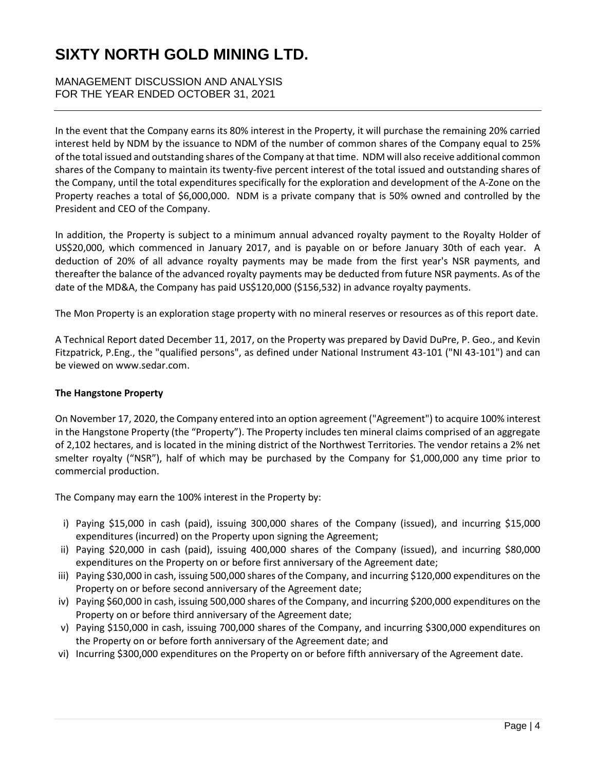In the event that the Company earns its 80% interest in the Property, it will purchase the remaining 20% carried interest held by NDM by the issuance to NDM of the number of common shares of the Company equal to 25% of the total issued and outstanding shares of the Company at that time. NDM will also receive additional common shares of the Company to maintain its twenty-five percent interest of the total issued and outstanding shares of the Company, until the total expenditures specifically for the exploration and development of the A-Zone on the Property reaches a total of $6,000,000. NDM is a private company that is 50% owned and controlled by the President and CEO of the Company.

In addition, the Property is subject to a minimum annual advanced royalty payment to the Royalty Holder of US$20,000, which commenced in January 2017, and is payable on or before January 30th of each year. A deduction of 20% of all advance royalty payments may be made from the first year's NSR payments, and thereafter the balance of the advanced royalty payments may be deducted from future NSR payments. As of the date of the MD&A, the Company has paid US$120,000 ($156,532) in advance royalty payments.

The Mon Property is an exploration stage property with no mineral reserves or resources as of this report date.

A Technical Report dated December 11, 2017, on the Property was prepared by David DuPre, P. Geo., and Kevin Fitzpatrick, P.Eng., the "qualified persons", as defined under National Instrument 43-101 ("NI 43-101") and can be viewed on www.sedar.com.

**The Hangstone Property**

On November 17, 2020, the Company entered into an option agreement ("Agreement") to acquire 100% interest in the Hangstone Property (the “Property”). The Property includes ten mineral claims comprised of an aggregate of 2,102 hectares, and is located in the mining district of the Northwest Territories. The vendor retains a 2% net smelter royalty (“NSR”), half of which may be purchased by the Company for $1,000,000 any time prior to commercial production.

The Company may earn the 100% interest in the Property by:

i) Paying $15,000 in cash (paid), issuing 300,000 shares of the Company (issued), and incurring $15,000 expenditures (incurred) on the Property upon signing the Agreement;
ii) Paying $20,000 in cash (paid), issuing 400,000 shares of the Company (issued), and incurring $80,000 expenditures on the Property on or before first anniversary of the Agreement date;
iii) Paying $30,000 in cash, issuing 500,000 shares of the Company, and incurring $120,000 expenditures on the Property on or before second anniversary of the Agreement date;
iv) Paying $60,000 in cash, issuing 500,000 shares of the Company, and incurring $200,000 expenditures on the Property on or before third anniversary of the Agreement date;
v) Paying $150,000 in cash, issuing 700,000 shares of the Company, and incurring $300,000 expenditures on the Property on or before forth anniversary of the Agreement date; and
vi) Incurring $300,000 expenditures on the Property on or before fifth anniversary of the Agreement date.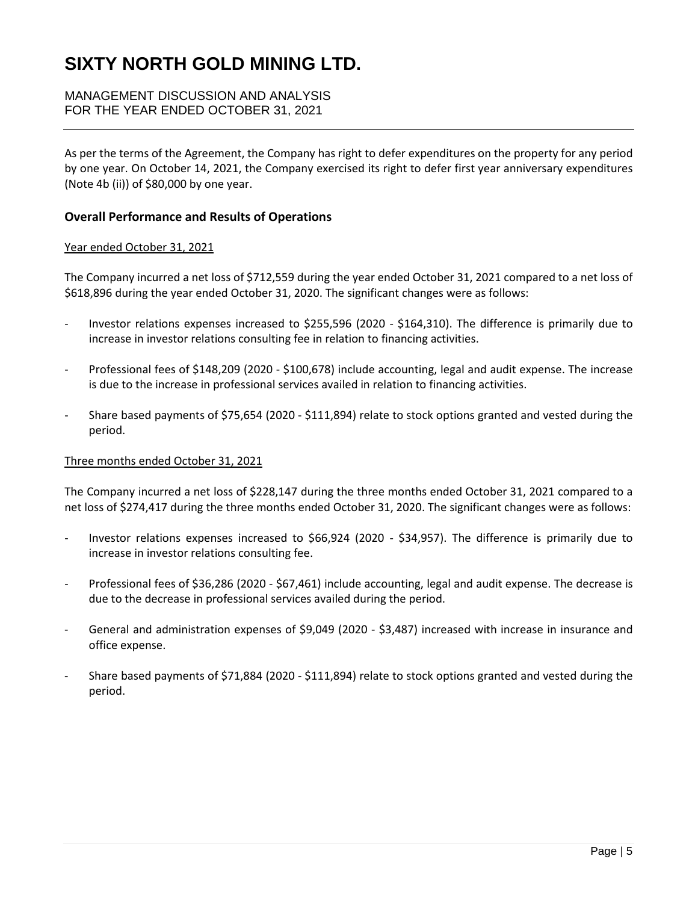As per the terms of the Agreement, the Company has right to defer expenditures on the property for any period by one year. On October 14, 2021, the Company exercised its right to defer first year anniversary expenditures (Note 4b (ii)) of $80,000 by one year.

## Overall Performance and Results of Operations

Year ended October 31, 2021

The Company incurred a net loss of $712,559 during the year ended October 31, 2021 compared to a net loss of $618,896 during the year ended October 31, 2020. The significant changes were as follows:

- Investor relations expenses increased to $255,596 (2020 - $164,310). The difference is primarily due to increase in investor relations consulting fee in relation to financing activities.
- Professional fees of $148,209 (2020 - $100,678) include accounting, legal and audit expense. The increase is due to the increase in professional services availed in relation to financing activities.
- Share based payments of $75,654 (2020 - $111,894) relate to stock options granted and vested during the period.

Three months ended October 31, 2021

The Company incurred a net loss of $228,147 during the three months ended October 31, 2021 compared to a net loss of $274,417 during the three months ended October 31, 2020. The significant changes were as follows:

- Investor relations expenses increased to $66,924 (2020 - $34,957). The difference is primarily due to increase in investor relations consulting fee.
- Professional fees of $36,286 (2020 - $67,461) include accounting, legal and audit expense. The decrease is due to the decrease in professional services availed during the period.
- General and administration expenses of $9,049 (2020 - $3,487) increased with increase in insurance and office expense.
- Share based payments of $71,884 (2020 - $111,894) relate to stock options granted and vested during the period.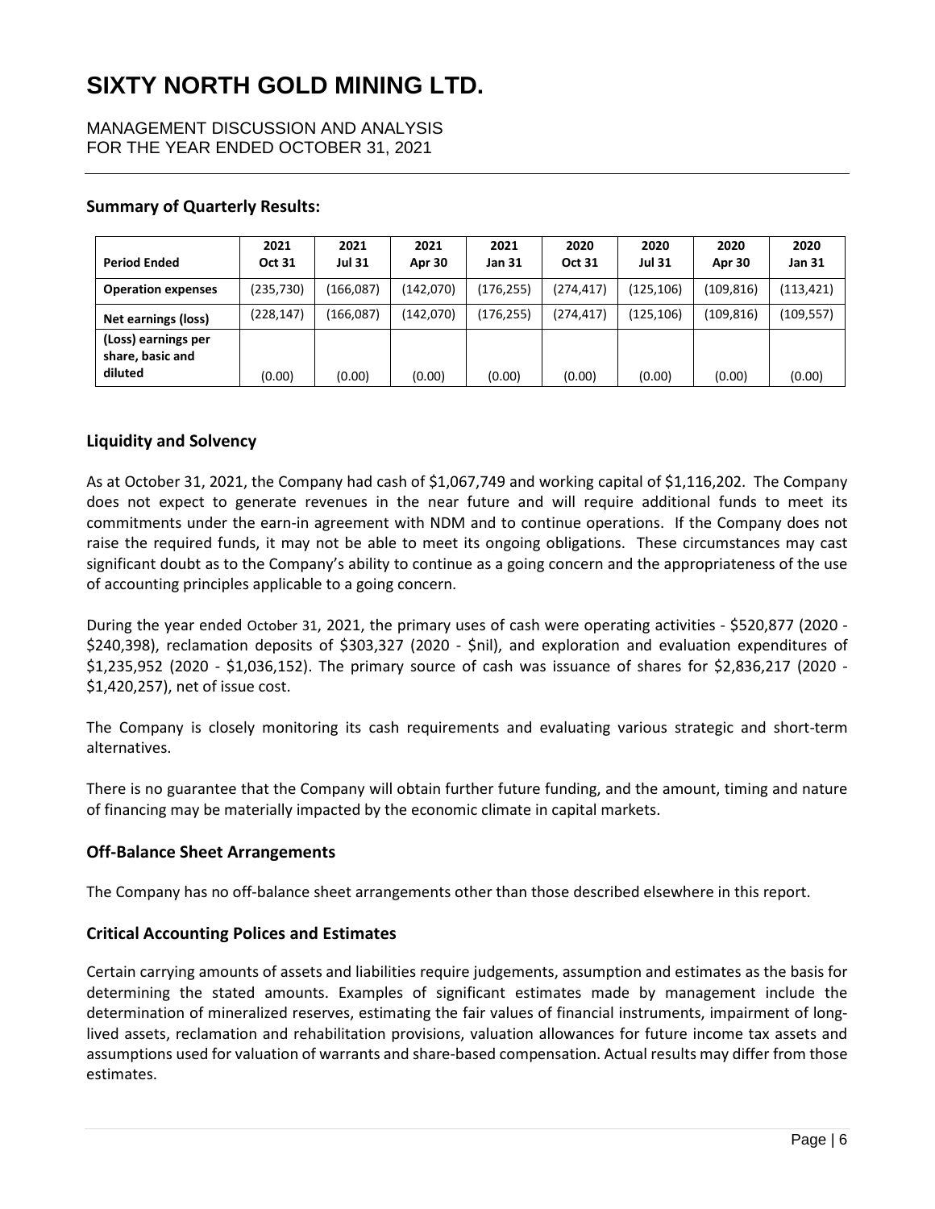# SIXTY NORTH GOLD MINING LTD.

MANAGEMENT DISCUSSION AND ANALYSIS
FOR THE YEAR ENDED OCTOBER 31, 2021

## Summary of Quarterly Results:

| Period Ended | 2021 Oct 31 | 2021 Jul 31 | 2021 Apr 30 | 2021 Jan 31 | 2020 Oct 31 | 2020 Jul 31 | 2020 Apr 30 | 2020 Jan 31 |
|---|---|---|---|---|---|---|---|---|
| **Operation expenses** | (235,730) | (166,087) | (142,070) | (176,255) | (274,417) | (125,106) | (109,816) | (113,421) |
| **Net earnings (loss)** | (228,147) | (166,087) | (142,070) | (176,255) | (274,417) | (125,106) | (109,816) | (109,557) |
| **(Loss) earnings per share, basic and diluted** | (0.00) | (0.00) | (0.00) | (0.00) | (0.00) | (0.00) | (0.00) | (0.00) |

## Liquidity and Solvency

As at October 31, 2021, the Company had cash of $1,067,749 and working capital of $1,116,202. The Company does not expect to generate revenues in the near future and will require additional funds to meet its commitments under the earn-in agreement with NDM and to continue operations. If the Company does not raise the required funds, it may not be able to meet its ongoing obligations. These circumstances may cast significant doubt as to the Company's ability to continue as a going concern and the appropriateness of the use of accounting principles applicable to a going concern.

During the year ended October 31, 2021, the primary uses of cash were operating activities - $520,877 (2020 - $240,398), reclamation deposits of $303,327 (2020 - $nil), and exploration and evaluation expenditures of $1,235,952 (2020 - $1,036,152). The primary source of cash was issuance of shares for $2,836,217 (2020 - $1,420,257), net of issue cost.

The Company is closely monitoring its cash requirements and evaluating various strategic and short-term alternatives.

There is no guarantee that the Company will obtain further future funding, and the amount, timing and nature of financing may be materially impacted by the economic climate in capital markets.

## Off-Balance Sheet Arrangements

The Company has no off-balance sheet arrangements other than those described elsewhere in this report.

## Critical Accounting Polices and Estimates

Certain carrying amounts of assets and liabilities require judgements, assumption and estimates as the basis for determining the stated amounts. Examples of significant estimates made by management include the determination of mineralized reserves, estimating the fair values of financial instruments, impairment of long-lived assets, reclamation and rehabilitation provisions, valuation allowances for future income tax assets and assumptions used for valuation of warrants and share-based compensation. Actual results may differ from those estimates.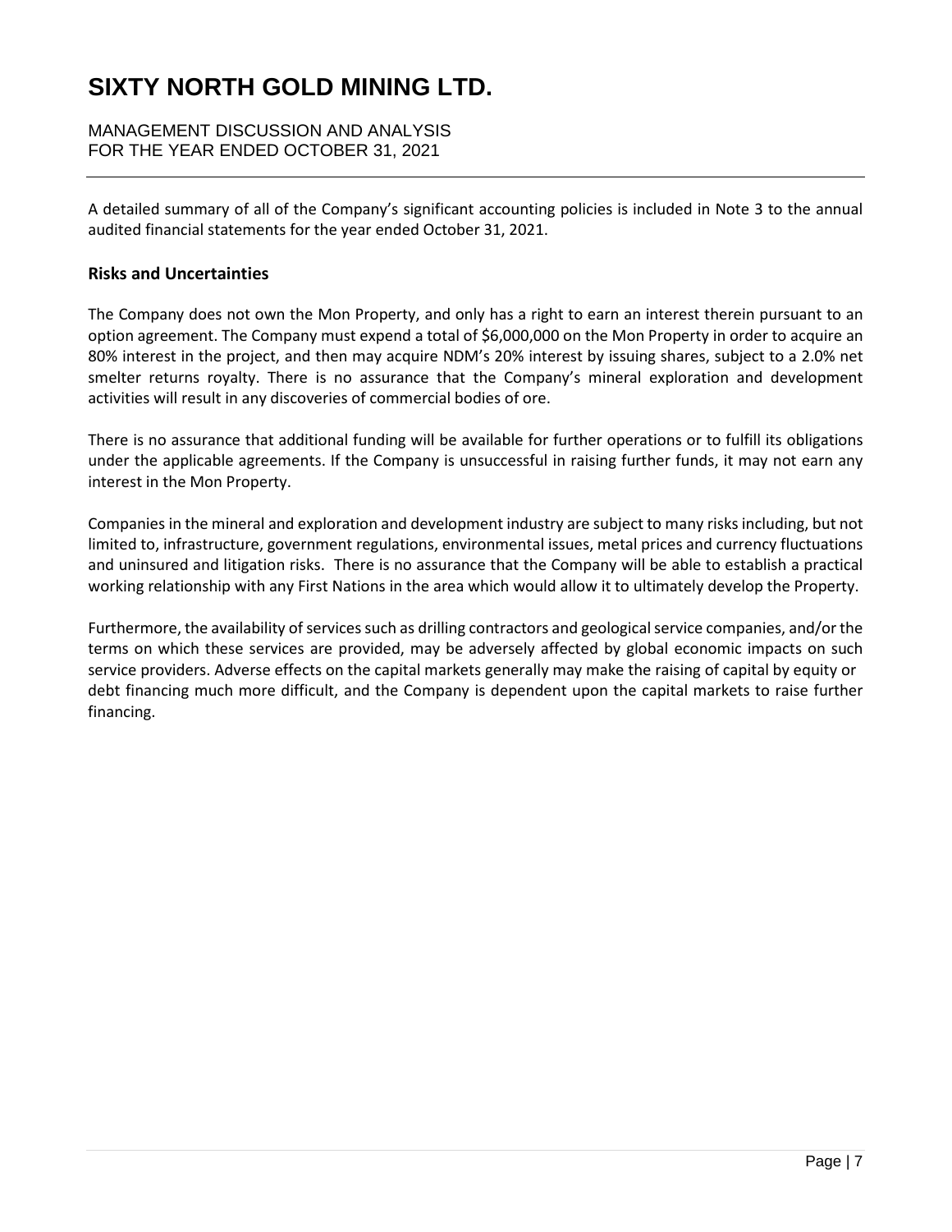A detailed summary of all of the Company's significant accounting policies is included in Note 3 to the annual audited financial statements for the year ended October 31, 2021.

## Risks and Uncertainties

The Company does not own the Mon Property, and only has a right to earn an interest therein pursuant to an option agreement. The Company must expend a total of $6,000,000 on the Mon Property in order to acquire an 80% interest in the project, and then may acquire NDM's 20% interest by issuing shares, subject to a 2.0% net smelter returns royalty. There is no assurance that the Company's mineral exploration and development activities will result in any discoveries of commercial bodies of ore.

There is no assurance that additional funding will be available for further operations or to fulfill its obligations under the applicable agreements. If the Company is unsuccessful in raising further funds, it may not earn any interest in the Mon Property.

Companies in the mineral and exploration and development industry are subject to many risks including, but not limited to, infrastructure, government regulations, environmental issues, metal prices and currency fluctuations and uninsured and litigation risks. There is no assurance that the Company will be able to establish a practical working relationship with any First Nations in the area which would allow it to ultimately develop the Property.

Furthermore, the availability of services such as drilling contractors and geological service companies, and/or the terms on which these services are provided, may be adversely affected by global economic impacts on such service providers. Adverse effects on the capital markets generally may make the raising of capital by equity or debt financing much more difficult, and the Company is dependent upon the capital markets to raise further financing.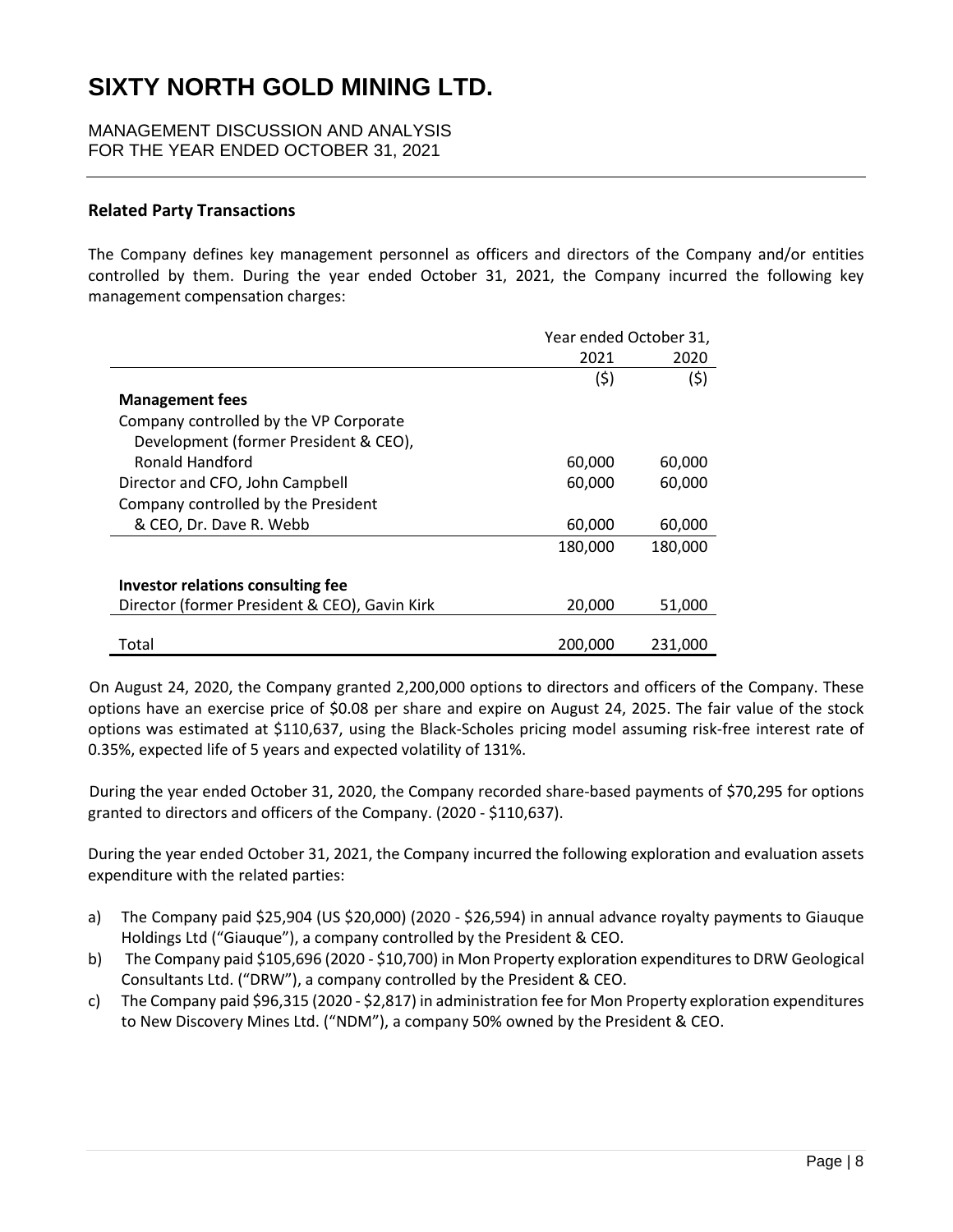### Related Party Transactions

The Company defines key management personnel as officers and directors of the Company and/or entities controlled by them. During the year ended October 31, 2021, the Company incurred the following key management compensation charges:

| | Year ended October 31, | |
|---|---|---|
| | 2021 | 2020 |
| | ($) | ($) |
| **Management fees** | | |
| Company controlled by the VP Corporate Development (former President & CEO), Ronald Handford | 60,000 | 60,000 |
| Director and CFO, John Campbell | 60,000 | 60,000 |
| Company controlled by the President & CEO, Dr. Dave R. Webb | 60,000 | 60,000 |
| | 180,000 | 180,000 |
| **Investor relations consulting fee** | | |
| Director (former President & CEO), Gavin Kirk | 20,000 | 51,000 |
| Total | 200,000 | 231,000 |

On August 24, 2020, the Company granted 2,200,000 options to directors and officers of the Company. These options have an exercise price of $0.08 per share and expire on August 24, 2025. The fair value of the stock options was estimated at $110,637, using the Black-Scholes pricing model assuming risk-free interest rate of 0.35%, expected life of 5 years and expected volatility of 131%.

During the year ended October 31, 2020, the Company recorded share-based payments of $70,295 for options granted to directors and officers of the Company. (2020 - $110,637).

During the year ended October 31, 2021, the Company incurred the following exploration and evaluation assets expenditure with the related parties:

a) The Company paid $25,904 (US $20,000) (2020 - $26,594) in annual advance royalty payments to Giauque Holdings Ltd ("Giauque"), a company controlled by the President & CEO.
b) The Company paid $105,696 (2020 - $10,700) in Mon Property exploration expenditures to DRW Geological Consultants Ltd. ("DRW"), a company controlled by the President & CEO.
c) The Company paid $96,315 (2020 - $2,817) in administration fee for Mon Property exploration expenditures to New Discovery Mines Ltd. ("NDM"), a company 50% owned by the President & CEO.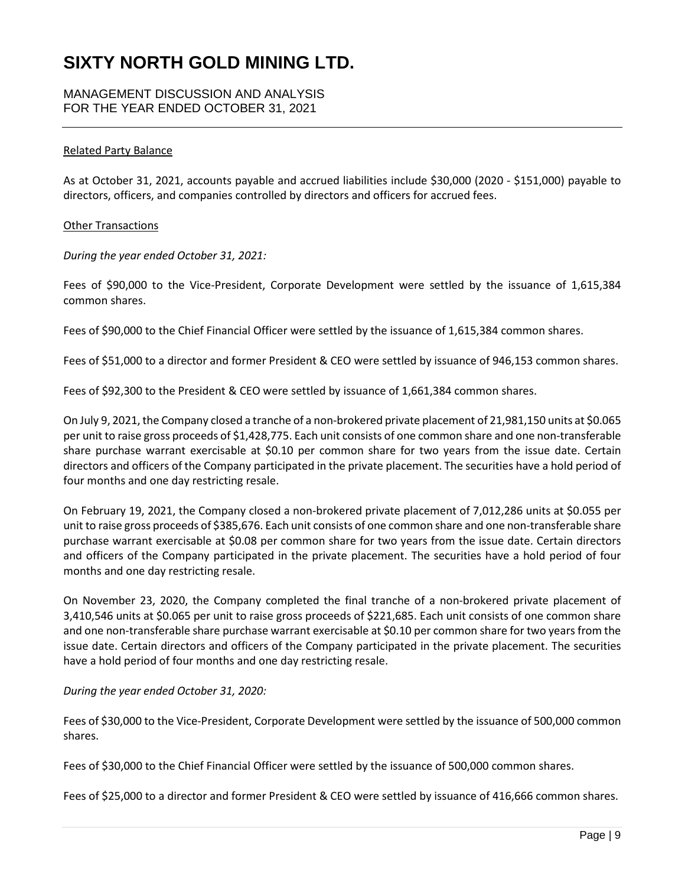#### Related Party Balance

As at October 31, 2021, accounts payable and accrued liabilities include $30,000 (2020 - $151,000) payable to directors, officers, and companies controlled by directors and officers for accrued fees.

#### Other Transactions

*During the year ended October 31, 2021:*

Fees of $90,000 to the Vice-President, Corporate Development were settled by the issuance of 1,615,384 common shares.

Fees of $90,000 to the Chief Financial Officer were settled by the issuance of 1,615,384 common shares.

Fees of $51,000 to a director and former President & CEO were settled by issuance of 946,153 common shares.

Fees of $92,300 to the President & CEO were settled by issuance of 1,661,384 common shares.

On July 9, 2021, the Company closed a tranche of a non-brokered private placement of 21,981,150 units at $0.065 per unit to raise gross proceeds of $1,428,775. Each unit consists of one common share and one non-transferable share purchase warrant exercisable at $0.10 per common share for two years from the issue date. Certain directors and officers of the Company participated in the private placement. The securities have a hold period of four months and one day restricting resale.

On February 19, 2021, the Company closed a non-brokered private placement of 7,012,286 units at $0.055 per unit to raise gross proceeds of $385,676. Each unit consists of one common share and one non-transferable share purchase warrant exercisable at $0.08 per common share for two years from the issue date. Certain directors and officers of the Company participated in the private placement. The securities have a hold period of four months and one day restricting resale.

On November 23, 2020, the Company completed the final tranche of a non-brokered private placement of 3,410,546 units at $0.065 per unit to raise gross proceeds of $221,685. Each unit consists of one common share and one non-transferable share purchase warrant exercisable at $0.10 per common share for two years from the issue date. Certain directors and officers of the Company participated in the private placement. The securities have a hold period of four months and one day restricting resale.

*During the year ended October 31, 2020:*

Fees of $30,000 to the Vice-President, Corporate Development were settled by the issuance of 500,000 common shares.

Fees of $30,000 to the Chief Financial Officer were settled by the issuance of 500,000 common shares.

Fees of $25,000 to a director and former President & CEO were settled by issuance of 416,666 common shares.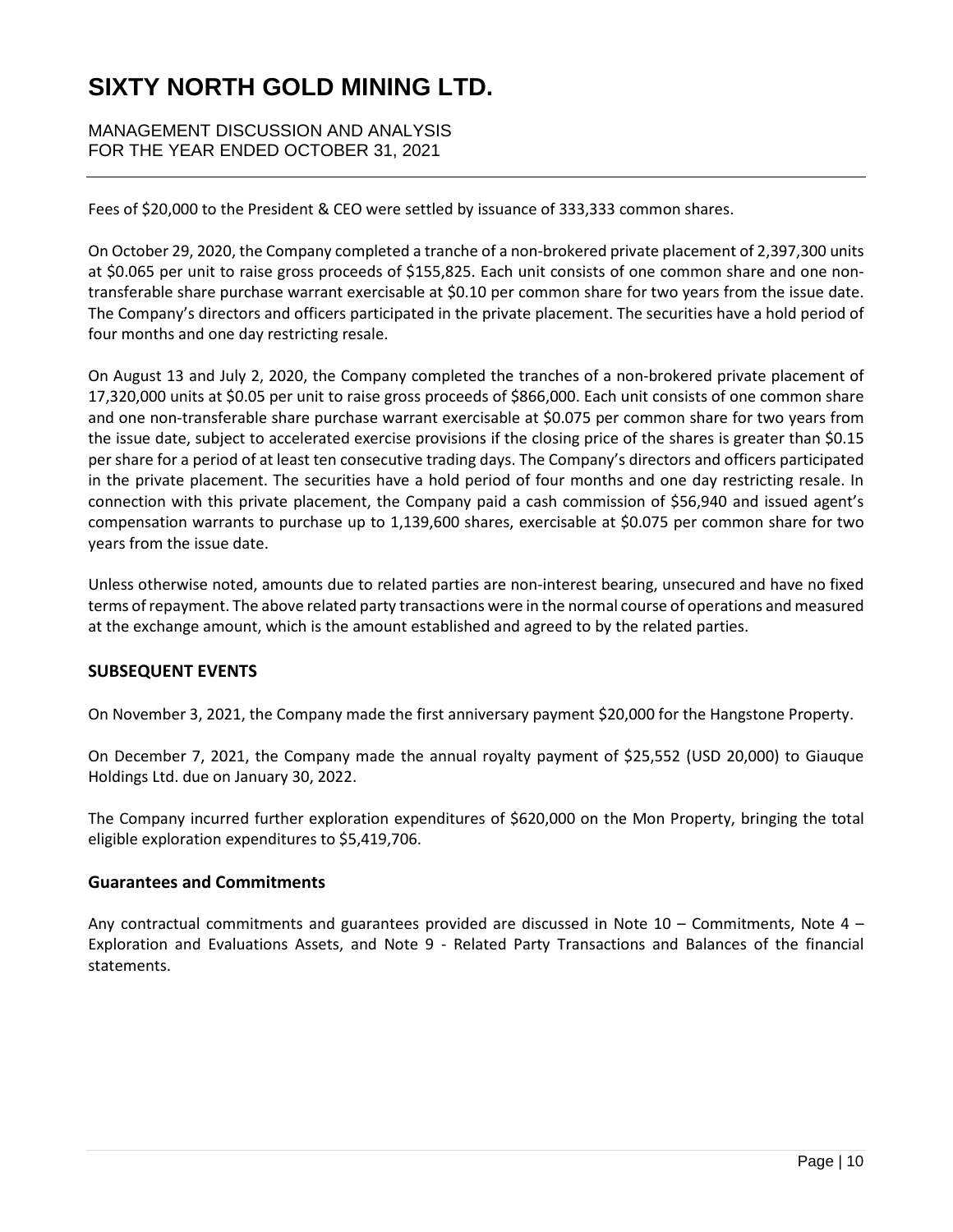Fees of $20,000 to the President & CEO were settled by issuance of 333,333 common shares.

On October 29, 2020, the Company completed a tranche of a non-brokered private placement of 2,397,300 units at $0.065 per unit to raise gross proceeds of $155,825. Each unit consists of one common share and one non-transferable share purchase warrant exercisable at $0.10 per common share for two years from the issue date. The Company's directors and officers participated in the private placement. The securities have a hold period of four months and one day restricting resale.

On August 13 and July 2, 2020, the Company completed the tranches of a non-brokered private placement of 17,320,000 units at $0.05 per unit to raise gross proceeds of $866,000. Each unit consists of one common share and one non-transferable share purchase warrant exercisable at $0.075 per common share for two years from the issue date, subject to accelerated exercise provisions if the closing price of the shares is greater than $0.15 per share for a period of at least ten consecutive trading days. The Company's directors and officers participated in the private placement. The securities have a hold period of four months and one day restricting resale. In connection with this private placement, the Company paid a cash commission of $56,940 and issued agent's compensation warrants to purchase up to 1,139,600 shares, exercisable at $0.075 per common share for two years from the issue date.

Unless otherwise noted, amounts due to related parties are non-interest bearing, unsecured and have no fixed terms of repayment. The above related party transactions were in the normal course of operations and measured at the exchange amount, which is the amount established and agreed to by the related parties.

## SUBSEQUENT EVENTS

On November 3, 2021, the Company made the first anniversary payment $20,000 for the Hangstone Property.

On December 7, 2021, the Company made the annual royalty payment of $25,552 (USD 20,000) to Giauque Holdings Ltd. due on January 30, 2022.

The Company incurred further exploration expenditures of $620,000 on the Mon Property, bringing the total eligible exploration expenditures to $5,419,706.

## Guarantees and Commitments

Any contractual commitments and guarantees provided are discussed in Note 10 – Commitments, Note 4 – Exploration and Evaluations Assets, and Note 9 - Related Party Transactions and Balances of the financial statements.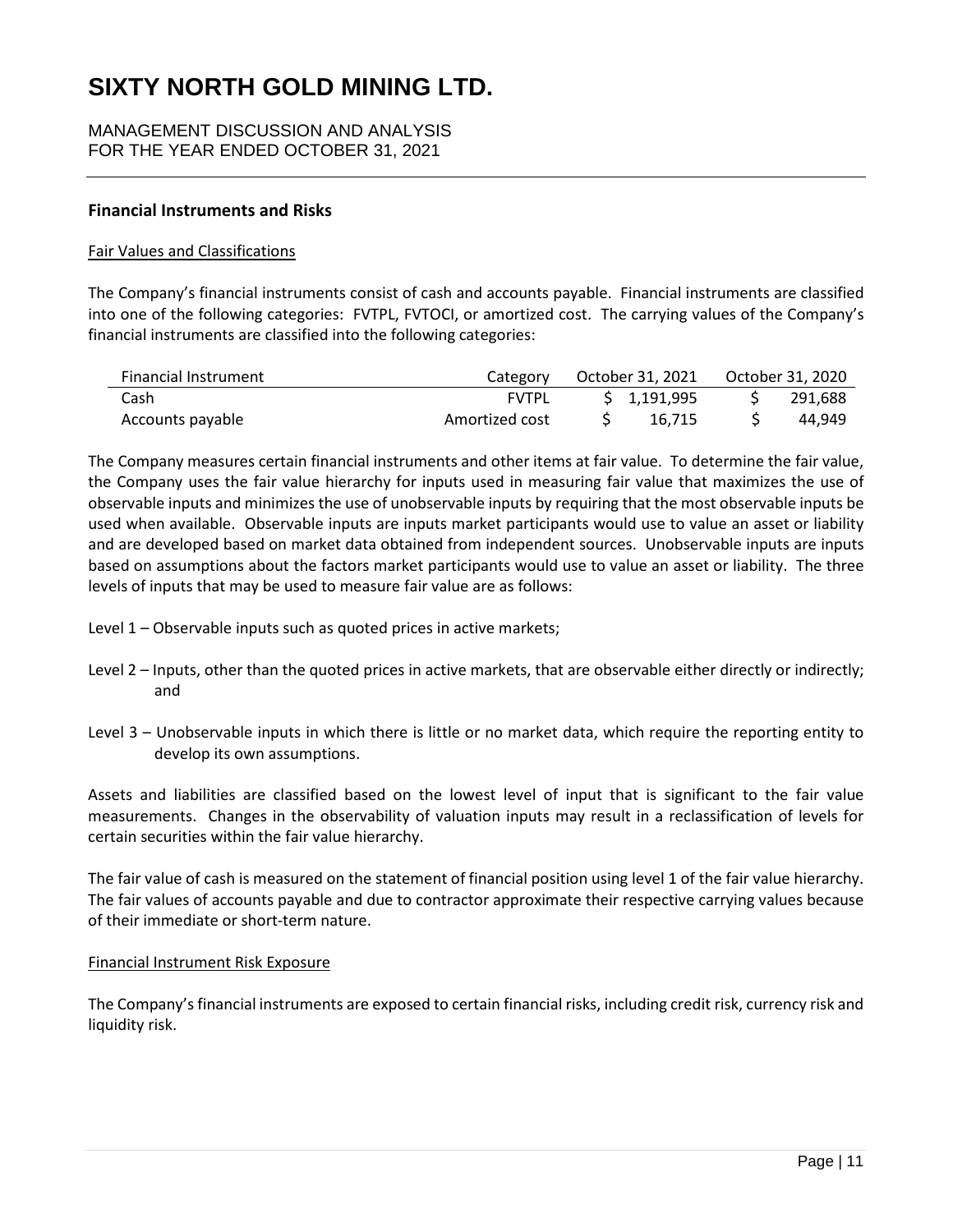# SIXTY NORTH GOLD MINING LTD.

MANAGEMENT DISCUSSION AND ANALYSIS
FOR THE YEAR ENDED OCTOBER 31, 2021

## Financial Instruments and Risks

### Fair Values and Classifications

The Company's financial instruments consist of cash and accounts payable. Financial instruments are classified into one of the following categories: FVTPL, FVTOCI, or amortized cost. The carrying values of the Company's financial instruments are classified into the following categories:

| Financial Instrument | Category | October 31, 2021 | October 31, 2020 |
|---|---|---|---|
| Cash | FVTPL | $ 1,191,995 | $ 291,688 |
| Accounts payable | Amortized cost | $ 16,715 | $ 44,949 |

The Company measures certain financial instruments and other items at fair value. To determine the fair value, the Company uses the fair value hierarchy for inputs used in measuring fair value that maximizes the use of observable inputs and minimizes the use of unobservable inputs by requiring that the most observable inputs be used when available. Observable inputs are inputs market participants would use to value an asset or liability and are developed based on market data obtained from independent sources. Unobservable inputs are inputs based on assumptions about the factors market participants would use to value an asset or liability. The three levels of inputs that may be used to measure fair value are as follows:

Level 1 – Observable inputs such as quoted prices in active markets;

Level 2 – Inputs, other than the quoted prices in active markets, that are observable either directly or indirectly; and

Level 3 – Unobservable inputs in which there is little or no market data, which require the reporting entity to develop its own assumptions.

Assets and liabilities are classified based on the lowest level of input that is significant to the fair value measurements. Changes in the observability of valuation inputs may result in a reclassification of levels for certain securities within the fair value hierarchy.

The fair value of cash is measured on the statement of financial position using level 1 of the fair value hierarchy. The fair values of accounts payable and due to contractor approximate their respective carrying values because of their immediate or short-term nature.

### Financial Instrument Risk Exposure

The Company's financial instruments are exposed to certain financial risks, including credit risk, currency risk and liquidity risk.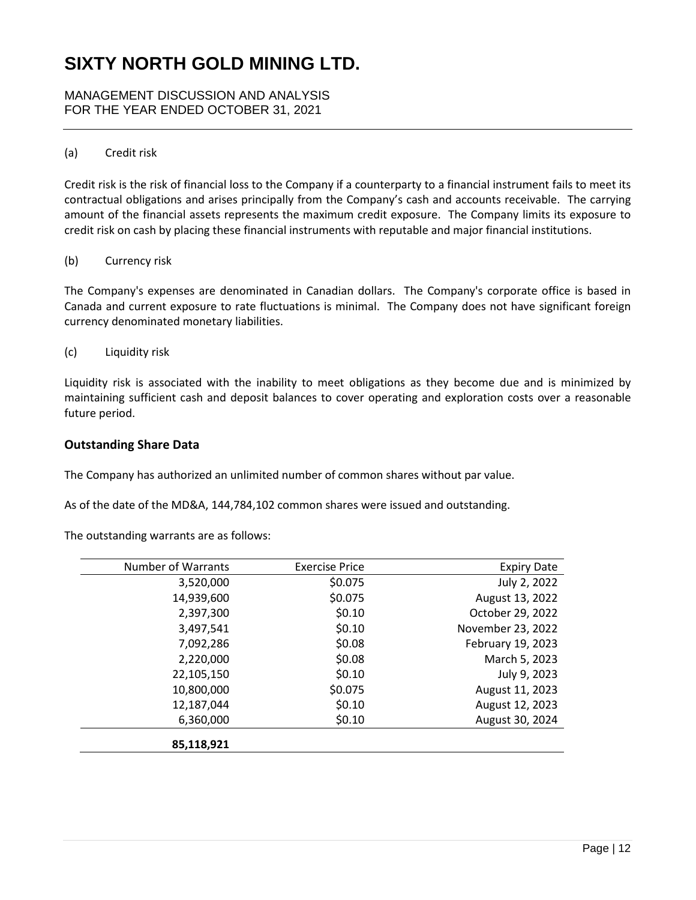(a) Credit risk

Credit risk is the risk of financial loss to the Company if a counterparty to a financial instrument fails to meet its contractual obligations and arises principally from the Company's cash and accounts receivable. The carrying amount of the financial assets represents the maximum credit exposure. The Company limits its exposure to credit risk on cash by placing these financial instruments with reputable and major financial institutions.

(b) Currency risk

The Company's expenses are denominated in Canadian dollars. The Company's corporate office is based in Canada and current exposure to rate fluctuations is minimal. The Company does not have significant foreign currency denominated monetary liabilities.

(c) Liquidity risk

Liquidity risk is associated with the inability to meet obligations as they become due and is minimized by maintaining sufficient cash and deposit balances to cover operating and exploration costs over a reasonable future period.

## Outstanding Share Data

The Company has authorized an unlimited number of common shares without par value.

As of the date of the MD&A, 144,784,102 common shares were issued and outstanding.

The outstanding warrants are as follows:

| Number of Warrants | Exercise Price | Expiry Date |
|---:|---:|---:|
| 3,520,000 | $0.075 | July 2, 2022 |
| 14,939,600 | $0.075 | August 13, 2022 |
| 2,397,300 | $0.10 | October 29, 2022 |
| 3,497,541 | $0.10 | November 23, 2022 |
| 7,092,286 | $0.08 | February 19, 2023 |
| 2,220,000 | $0.08 | March 5, 2023 |
| 22,105,150 | $0.10 | July 9, 2023 |
| 10,800,000 | $0.075 | August 11, 2023 |
| 12,187,044 | $0.10 | August 12, 2023 |
| 6,360,000 | $0.10 | August 30, 2024 |
| **85,118,921** | | |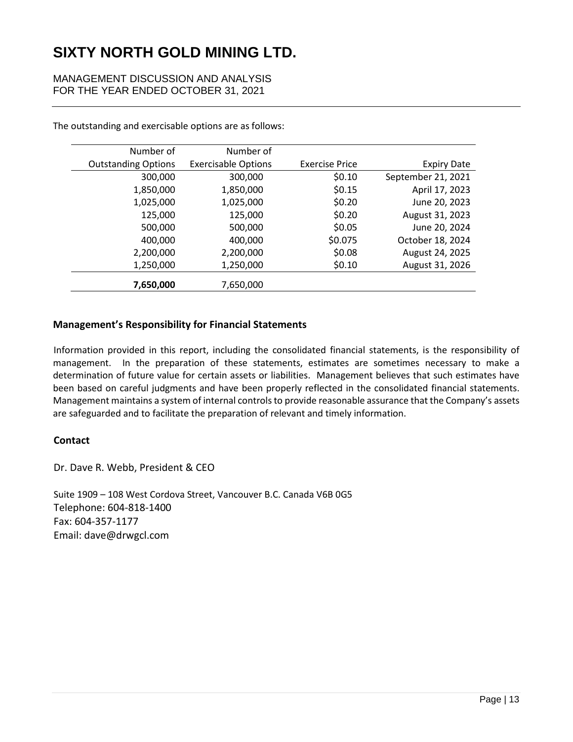# SIXTY NORTH GOLD MINING LTD.

MANAGEMENT DISCUSSION AND ANALYSIS
FOR THE YEAR ENDED OCTOBER 31, 2021

The outstanding and exercisable options are as follows:

| Number of Outstanding Options | Number of Exercisable Options | Exercise Price | Expiry Date |
|---|---|---|---|
| 300,000 | 300,000 | $0.10 | September 21, 2021 |
| 1,850,000 | 1,850,000 | $0.15 | April 17, 2023 |
| 1,025,000 | 1,025,000 | $0.20 | June 20, 2023 |
| 125,000 | 125,000 | $0.20 | August 31, 2023 |
| 500,000 | 500,000 | $0.05 | June 20, 2024 |
| 400,000 | 400,000 | $0.075 | October 18, 2024 |
| 2,200,000 | 2,200,000 | $0.08 | August 24, 2025 |
| 1,250,000 | 1,250,000 | $0.10 | August 31, 2026 |
| **7,650,000** | 7,650,000 | | |

### Management's Responsibility for Financial Statements

Information provided in this report, including the consolidated financial statements, is the responsibility of management. In the preparation of these statements, estimates are sometimes necessary to make a determination of future value for certain assets or liabilities. Management believes that such estimates have been based on careful judgments and have been properly reflected in the consolidated financial statements. Management maintains a system of internal controls to provide reasonable assurance that the Company's assets are safeguarded and to facilitate the preparation of relevant and timely information.

### Contact

Dr. Dave R. Webb, President & CEO

Suite 1909 – 108 West Cordova Street, Vancouver B.C. Canada V6B 0G5
Telephone: 604-818-1400
Fax: 604-357-1177
Email: dave@drwgcl.com